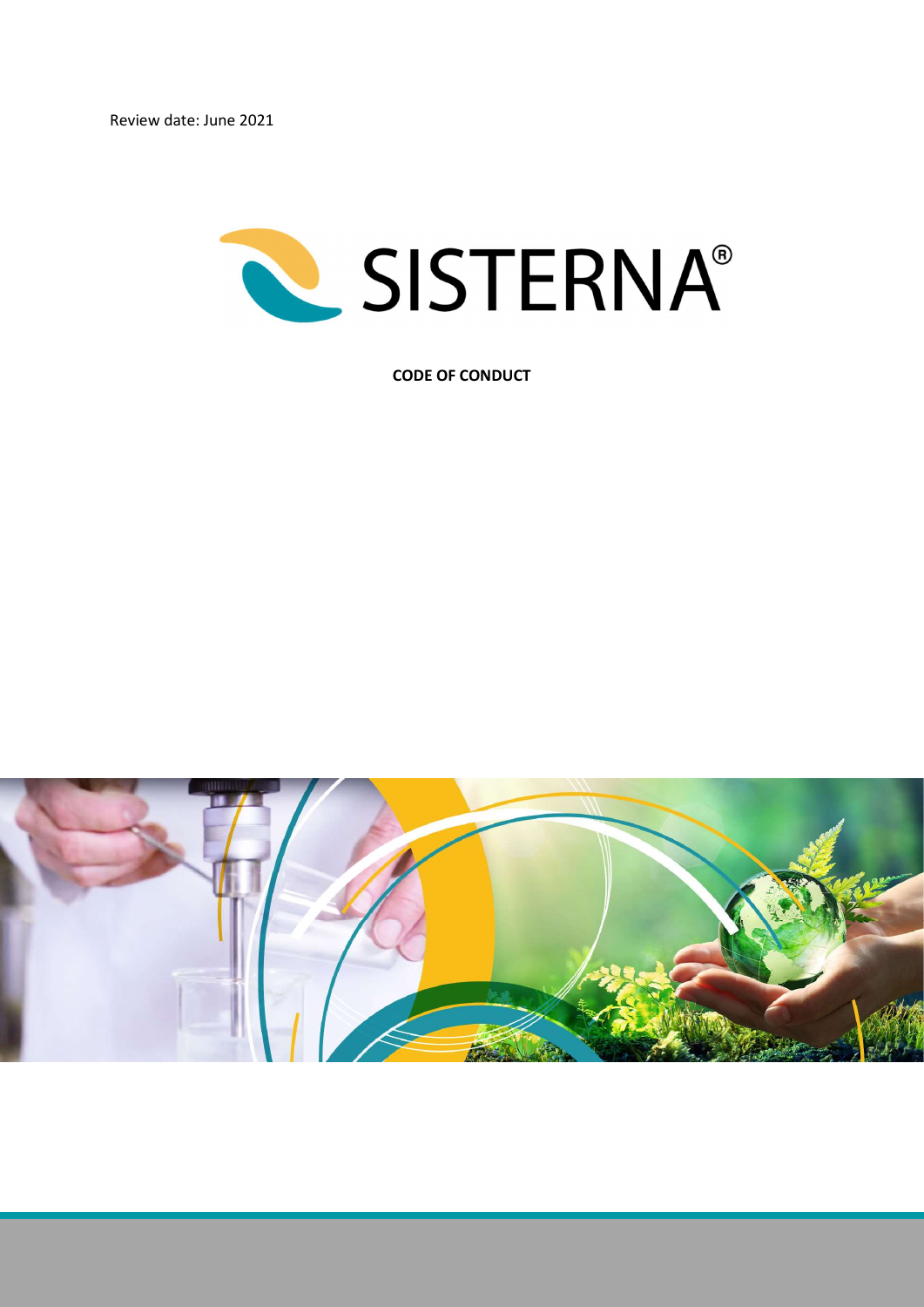Review date: June 2021

SISTERNA®

**CODE OF CONDUCT**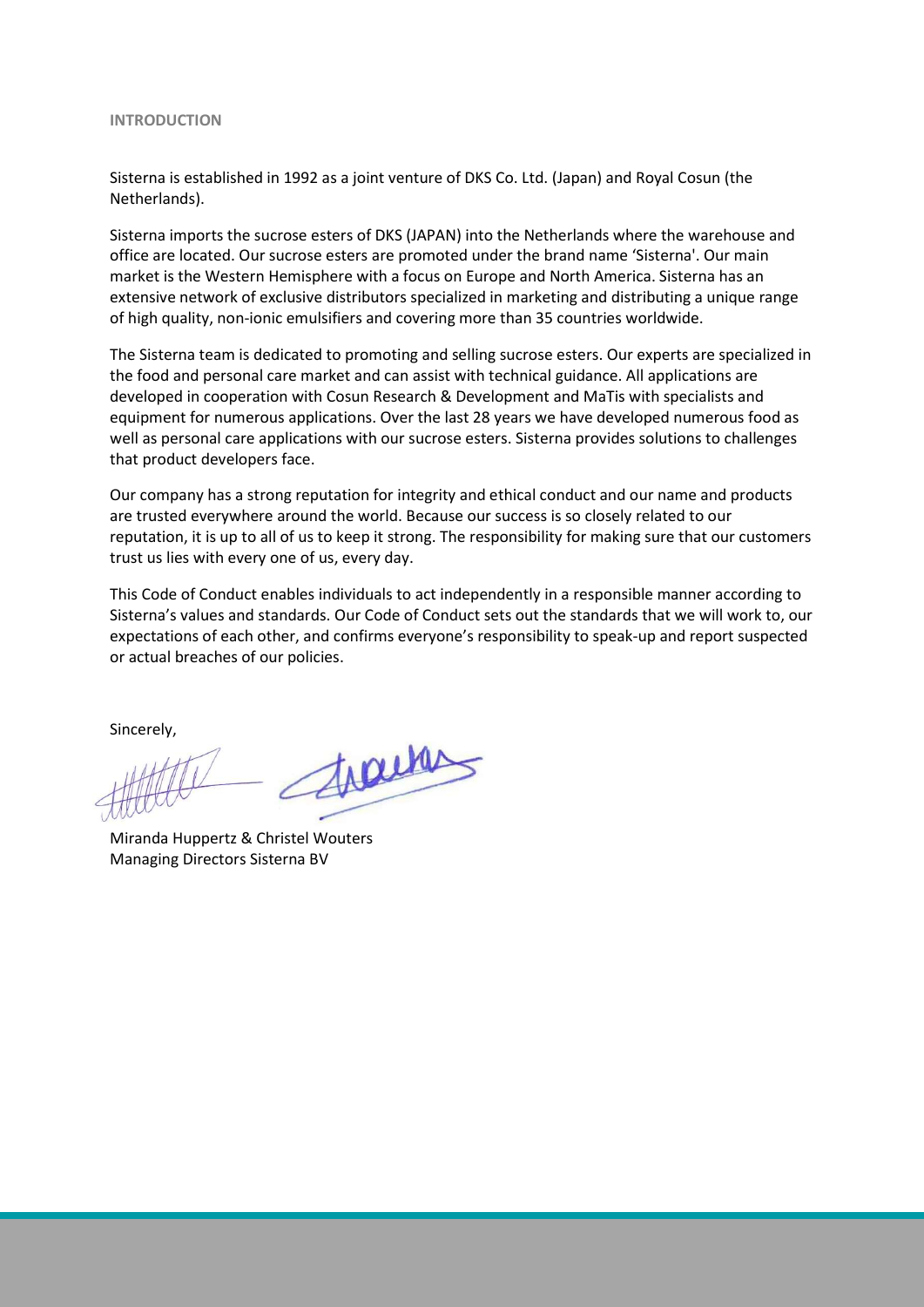## INTRODUCTION

Sisterna is established in 1992 as a joint venture of DKS Co. Ltd. (Japan) and Royal Cosun (the Netherlands).

Sisterna imports the sucrose esters of DKS (JAPAN) into the Netherlands where the warehouse and office are located. Our sucrose esters are promoted under the brand name 'Sisterna'. Our main market is the Western Hemisphere with a focus on Europe and North America. Sisterna has an extensive network of exclusive distributors specialized in marketing and distributing a unique range of high quality, non-ionic emulsifiers and covering more than 35 countries worldwide.

The Sisterna team is dedicated to promoting and selling sucrose esters. Our experts are specialized in the food and personal care market and can assist with technical guidance. All applications are developed in cooperation with Cosun Research & Development and MaTis with specialists and equipment for numerous applications. Over the last 28 years we have developed numerous food as well as personal care applications with our sucrose esters. Sisterna provides solutions to challenges that product developers face.

Our company has a strong reputation for integrity and ethical conduct and our name and products are trusted everywhere around the world. Because our success is so closely related to our reputation, it is up to all of us to keep it strong. The responsibility for making sure that our customers trust us lies with every one of us, every day.

This Code of Conduct enables individuals to act independently in a responsible manner according to Sisterna's values and standards. Our Code of Conduct sets out the standards that we will work to, our expectations of each other, and confirms everyone's responsibility to speak-up and report suspected or actual breaches of our policies.

Sincerely,

Miranda Huppertz & Christel Wouters
Managing Directors Sisterna BV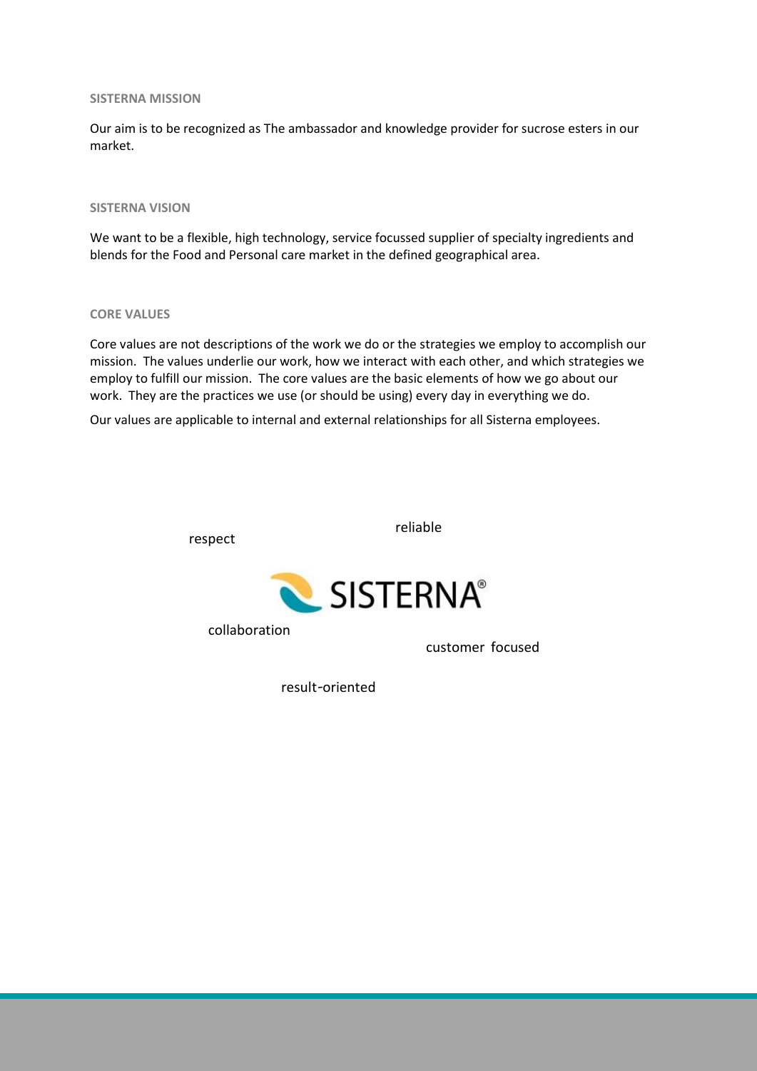## SISTERNA MISSION

Our aim is to be recognized as The ambassador and knowledge provider for sucrose esters in our market.

## SISTERNA VISION

We want to be a flexible, high technology, service focussed supplier of specialty ingredients and blends for the Food and Personal care market in the defined geographical area.

## CORE VALUES

Core values are not descriptions of the work we do or the strategies we employ to accomplish our mission. The values underlie our work, how we interact with each other, and which strategies we employ to fulfill our mission. The core values are the basic elements of how we go about our work. They are the practices we use (or should be using) every day in everything we do.

Our values are applicable to internal and external relationships for all Sisterna employees.

- respect
- reliable
- collaboration
- customer focused
- result-oriented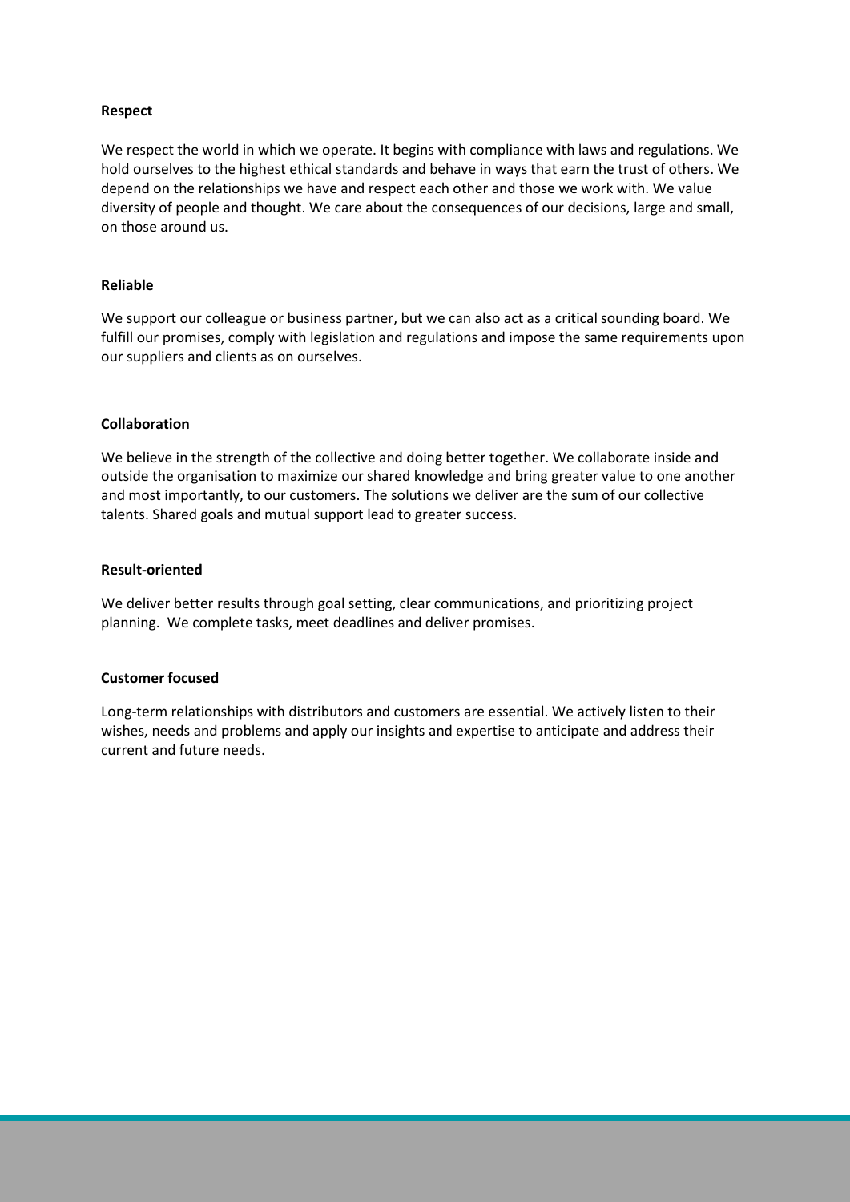**Respect**

We respect the world in which we operate. It begins with compliance with laws and regulations. We hold ourselves to the highest ethical standards and behave in ways that earn the trust of others. We depend on the relationships we have and respect each other and those we work with. We value diversity of people and thought. We care about the consequences of our decisions, large and small, on those around us.

**Reliable**

We support our colleague or business partner, but we can also act as a critical sounding board. We fulfill our promises, comply with legislation and regulations and impose the same requirements upon our suppliers and clients as on ourselves.

**Collaboration**

We believe in the strength of the collective and doing better together. We collaborate inside and outside the organisation to maximize our shared knowledge and bring greater value to one another and most importantly, to our customers. The solutions we deliver are the sum of our collective talents. Shared goals and mutual support lead to greater success.

**Result-oriented**

We deliver better results through goal setting, clear communications, and prioritizing project planning. We complete tasks, meet deadlines and deliver promises.

**Customer focused**

Long-term relationships with distributors and customers are essential. We actively listen to their wishes, needs and problems and apply our insights and expertise to anticipate and address their current and future needs.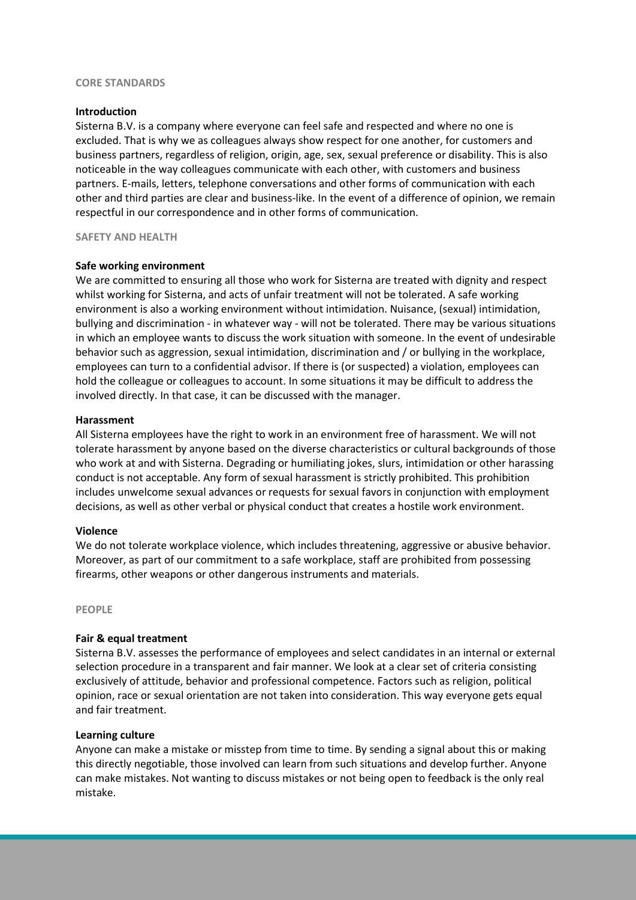## CORE STANDARDS

### Introduction

Sisterna B.V. is a company where everyone can feel safe and respected and where no one is excluded. That is why we as colleagues always show respect for one another, for customers and business partners, regardless of religion, origin, age, sex, sexual preference or disability. This is also noticeable in the way colleagues communicate with each other, with customers and business partners. E-mails, letters, telephone conversations and other forms of communication with each other and third parties are clear and business-like. In the event of a difference of opinion, we remain respectful in our correspondence and in other forms of communication.

## SAFETY AND HEALTH

### Safe working environment

We are committed to ensuring all those who work for Sisterna are treated with dignity and respect whilst working for Sisterna, and acts of unfair treatment will not be tolerated. A safe working environment is also a working environment without intimidation. Nuisance, (sexual) intimidation, bullying and discrimination - in whatever way - will not be tolerated. There may be various situations in which an employee wants to discuss the work situation with someone. In the event of undesirable behavior such as aggression, sexual intimidation, discrimination and / or bullying in the workplace, employees can turn to a confidential advisor. If there is (or suspected) a violation, employees can hold the colleague or colleagues to account. In some situations it may be difficult to address the involved directly. In that case, it can be discussed with the manager.

### Harassment

All Sisterna employees have the right to work in an environment free of harassment. We will not tolerate harassment by anyone based on the diverse characteristics or cultural backgrounds of those who work at and with Sisterna. Degrading or humiliating jokes, slurs, intimidation or other harassing conduct is not acceptable. Any form of sexual harassment is strictly prohibited. This prohibition includes unwelcome sexual advances or requests for sexual favors in conjunction with employment decisions, as well as other verbal or physical conduct that creates a hostile work environment.

### Violence

We do not tolerate workplace violence, which includes threatening, aggressive or abusive behavior. Moreover, as part of our commitment to a safe workplace, staff are prohibited from possessing firearms, other weapons or other dangerous instruments and materials.

## PEOPLE

### Fair & equal treatment

Sisterna B.V. assesses the performance of employees and select candidates in an internal or external selection procedure in a transparent and fair manner. We look at a clear set of criteria consisting exclusively of attitude, behavior and professional competence. Factors such as religion, political opinion, race or sexual orientation are not taken into consideration. This way everyone gets equal and fair treatment.

### Learning culture

Anyone can make a mistake or misstep from time to time. By sending a signal about this or making this directly negotiable, those involved can learn from such situations and develop further. Anyone can make mistakes. Not wanting to discuss mistakes or not being open to feedback is the only real mistake.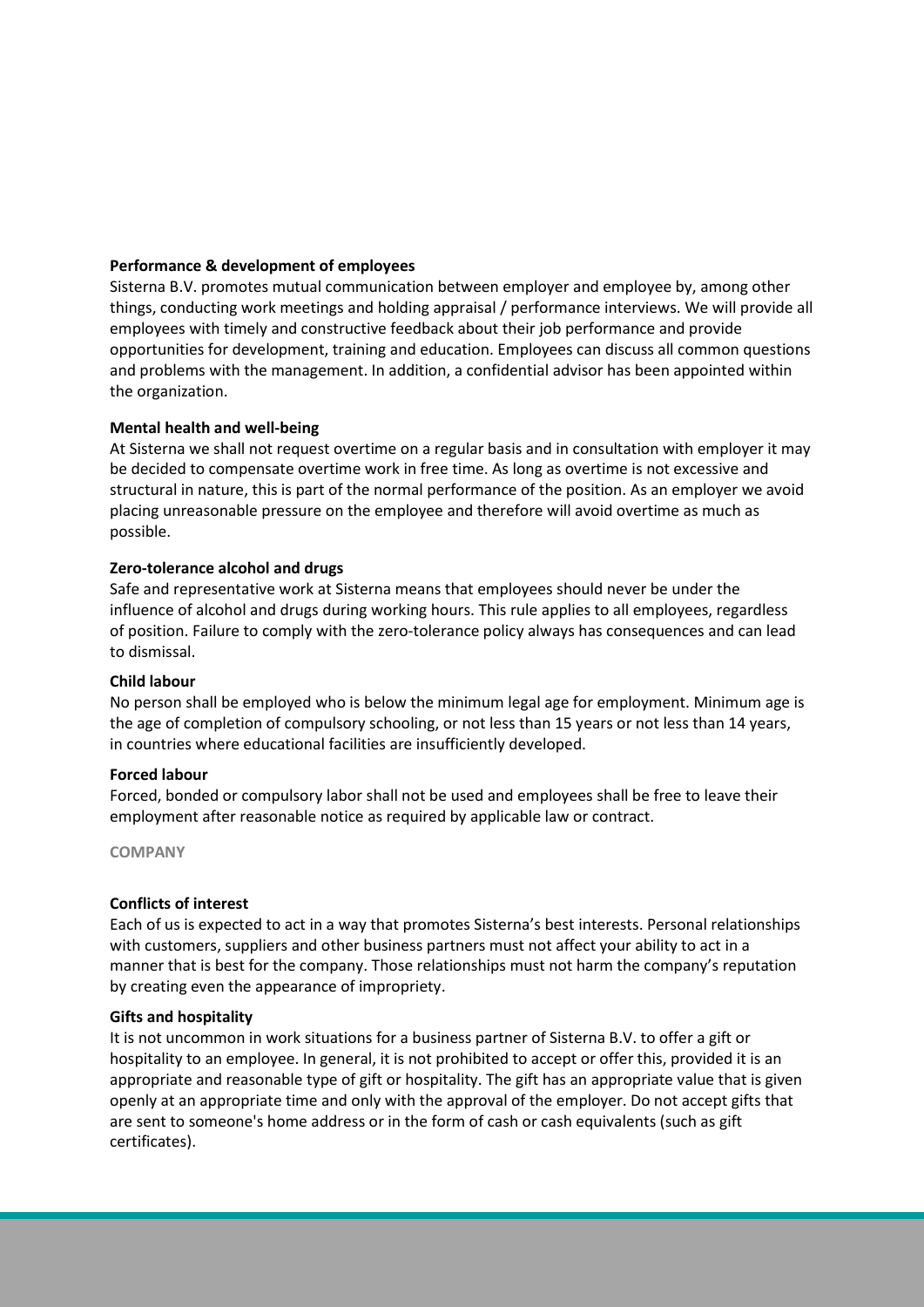**Performance & development of employees**

Sisterna B.V. promotes mutual communication between employer and employee by, among other things, conducting work meetings and holding appraisal / performance interviews. We will provide all employees with timely and constructive feedback about their job performance and provide opportunities for development, training and education. Employees can discuss all common questions and problems with the management. In addition, a confidential advisor has been appointed within the organization.

**Mental health and well-being**

At Sisterna we shall not request overtime on a regular basis and in consultation with employer it may be decided to compensate overtime work in free time. As long as overtime is not excessive and structural in nature, this is part of the normal performance of the position. As an employer we avoid placing unreasonable pressure on the employee and therefore will avoid overtime as much as possible.

**Zero-tolerance alcohol and drugs**

Safe and representative work at Sisterna means that employees should never be under the influence of alcohol and drugs during working hours. This rule applies to all employees, regardless of position. Failure to comply with the zero-tolerance policy always has consequences and can lead to dismissal.

**Child labour**

No person shall be employed who is below the minimum legal age for employment. Minimum age is the age of completion of compulsory schooling, or not less than 15 years or not less than 14 years, in countries where educational facilities are insufficiently developed.

**Forced labour**

Forced, bonded or compulsory labor shall not be used and employees shall be free to leave their employment after reasonable notice as required by applicable law or contract.

## COMPANY

**Conflicts of interest**

Each of us is expected to act in a way that promotes Sisterna's best interests. Personal relationships with customers, suppliers and other business partners must not affect your ability to act in a manner that is best for the company. Those relationships must not harm the company's reputation by creating even the appearance of impropriety.

**Gifts and hospitality**

It is not uncommon in work situations for a business partner of Sisterna B.V. to offer a gift or hospitality to an employee. In general, it is not prohibited to accept or offer this, provided it is an appropriate and reasonable type of gift or hospitality. The gift has an appropriate value that is given openly at an appropriate time and only with the approval of the employer. Do not accept gifts that are sent to someone's home address or in the form of cash or cash equivalents (such as gift certificates).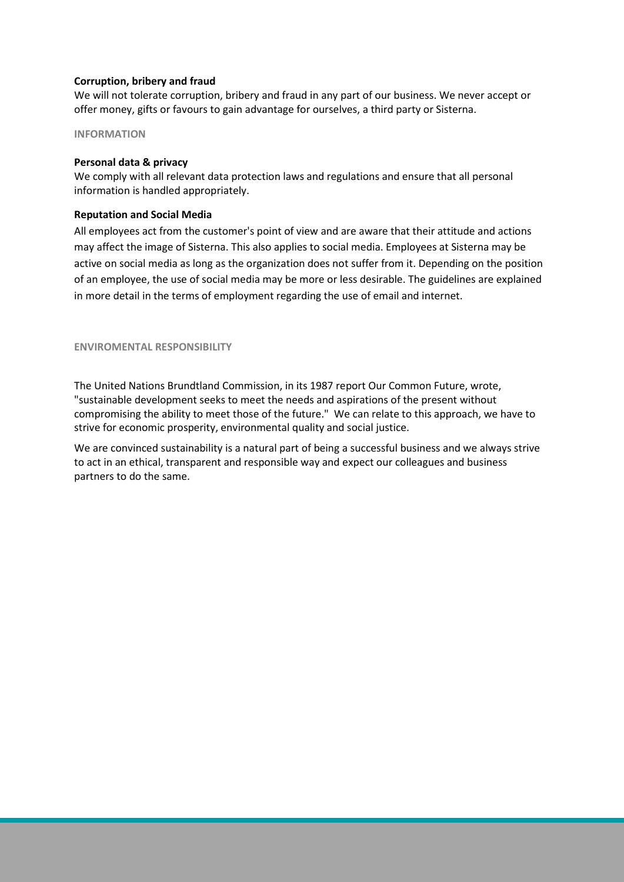**Corruption, bribery and fraud**

We will not tolerate corruption, bribery and fraud in any part of our business. We never accept or offer money, gifts or favours to gain advantage for ourselves, a third party or Sisterna.

## INFORMATION

**Personal data & privacy**

We comply with all relevant data protection laws and regulations and ensure that all personal information is handled appropriately.

**Reputation and Social Media**

All employees act from the customer's point of view and are aware that their attitude and actions may affect the image of Sisterna. This also applies to social media. Employees at Sisterna may be active on social media as long as the organization does not suffer from it. Depending on the position of an employee, the use of social media may be more or less desirable. The guidelines are explained in more detail in the terms of employment regarding the use of email and internet.

## ENVIROMENTAL RESPONSIBILITY

The United Nations Brundtland Commission, in its 1987 report Our Common Future, wrote, "sustainable development seeks to meet the needs and aspirations of the present without compromising the ability to meet those of the future." We can relate to this approach, we have to strive for economic prosperity, environmental quality and social justice.

We are convinced sustainability is a natural part of being a successful business and we always strive to act in an ethical, transparent and responsible way and expect our colleagues and business partners to do the same.